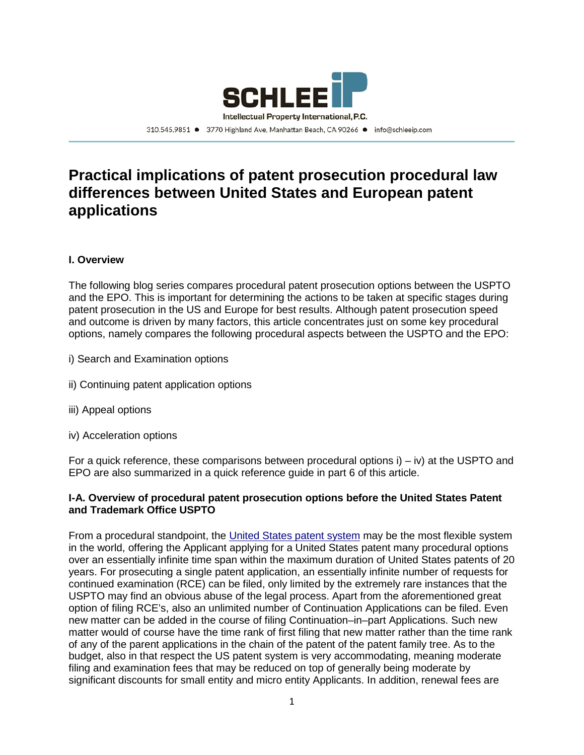SCHLEE iP

Intellectual Property International, P.C.

310.545.9851 ● 3770 Highland Ave, Manhattan Beach, CA 90266 ● info@schleeip.com

# Practical implications of patent prosecution procedural law differences between United States and European patent applications

### I. Overview

The following blog series compares procedural patent prosecution options between the USPTO and the EPO. This is important for determining the actions to be taken at specific stages during patent prosecution in the US and Europe for best results. Although patent prosecution speed and outcome is driven by many factors, this article concentrates just on some key procedural options, namely compares the following procedural aspects between the USPTO and the EPO:

i) Search and Examination options

ii) Continuing patent application options

iii) Appeal options

iv) Acceleration options

For a quick reference, these comparisons between procedural options i) – iv) at the USPTO and EPO are also summarized in a quick reference guide in part 6 of this article.

### I-A. Overview of procedural patent prosecution options before the United States Patent and Trademark Office USPTO

From a procedural standpoint, the United States patent system may be the most flexible system in the world, offering the Applicant applying for a United States patent many procedural options over an essentially infinite time span within the maximum duration of United States patents of 20 years. For prosecuting a single patent application, an essentially infinite number of requests for continued examination (RCE) can be filed, only limited by the extremely rare instances that the USPTO may find an obvious abuse of the legal process. Apart from the aforementioned great option of filing RCE's, also an unlimited number of Continuation Applications can be filed. Even new matter can be added in the course of filing Continuation–in–part Applications. Such new matter would of course have the time rank of first filing that new matter rather than the time rank of any of the parent applications in the chain of the patent of the patent family tree. As to the budget, also in that respect the US patent system is very accommodating, meaning moderate filing and examination fees that may be reduced on top of generally being moderate by significant discounts for small entity and micro entity Applicants. In addition, renewal fees are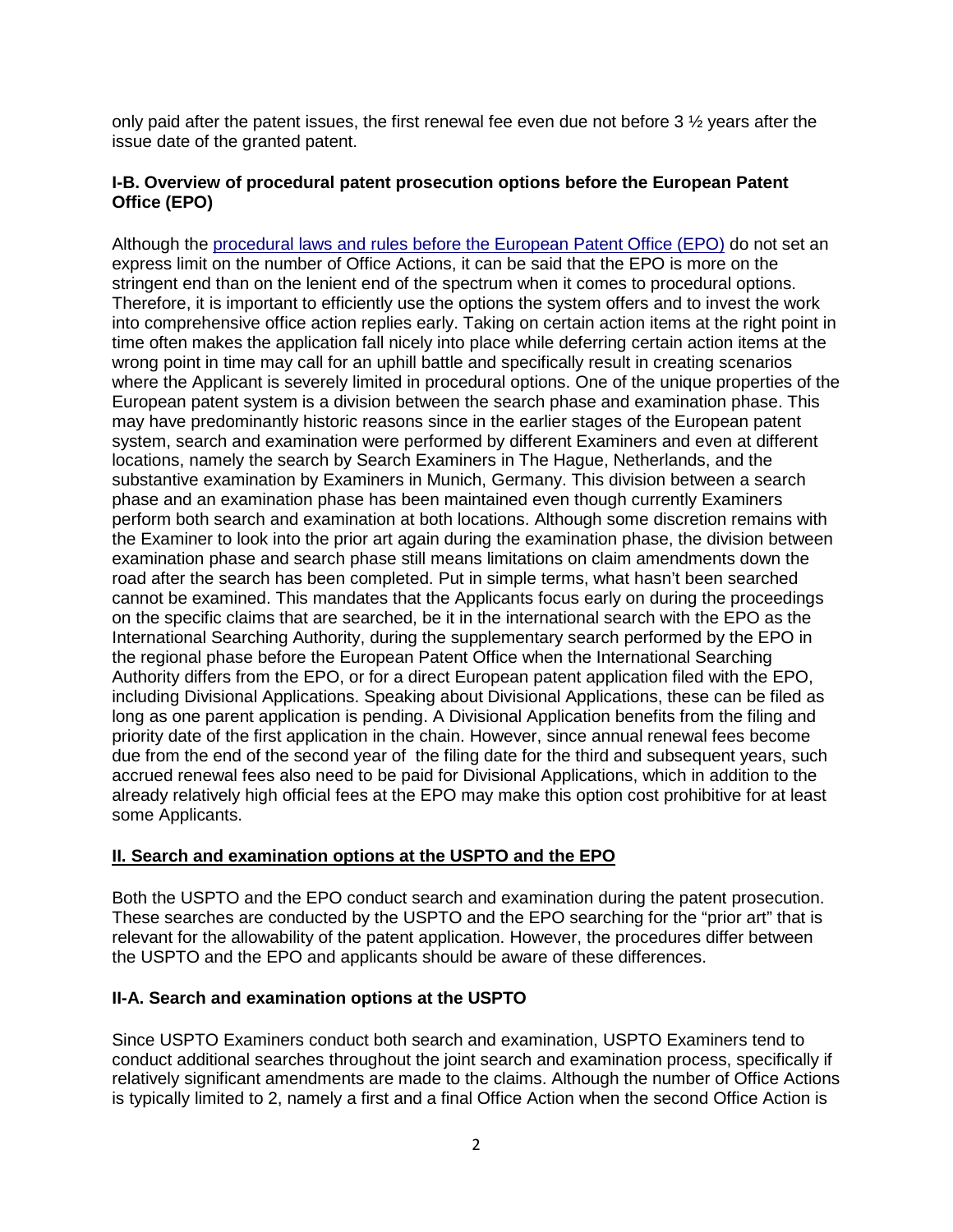only paid after the patent issues, the first renewal fee even due not before 3 ½ years after the issue date of the granted patent.

### I-B. Overview of procedural patent prosecution options before the European Patent Office (EPO)

Although the [procedural laws and rules before the European Patent Office (EPO)] do not set an express limit on the number of Office Actions, it can be said that the EPO is more on the stringent end than on the lenient end of the spectrum when it comes to procedural options. Therefore, it is important to efficiently use the options the system offers and to invest the work into comprehensive office action replies early. Taking on certain action items at the right point in time often makes the application fall nicely into place while deferring certain action items at the wrong point in time may call for an uphill battle and specifically result in creating scenarios where the Applicant is severely limited in procedural options. One of the unique properties of the European patent system is a division between the search phase and examination phase. This may have predominantly historic reasons since in the earlier stages of the European patent system, search and examination were performed by different Examiners and even at different locations, namely the search by Search Examiners in The Hague, Netherlands, and the substantive examination by Examiners in Munich, Germany. This division between a search phase and an examination phase has been maintained even though currently Examiners perform both search and examination at both locations. Although some discretion remains with the Examiner to look into the prior art again during the examination phase, the division between examination phase and search phase still means limitations on claim amendments down the road after the search has been completed. Put in simple terms, what hasn't been searched cannot be examined. This mandates that the Applicants focus early on during the proceedings on the specific claims that are searched, be it in the international search with the EPO as the International Searching Authority, during the supplementary search performed by the EPO in the regional phase before the European Patent Office when the International Searching Authority differs from the EPO, or for a direct European patent application filed with the EPO, including Divisional Applications. Speaking about Divisional Applications, these can be filed as long as one parent application is pending. A Divisional Application benefits from the filing and priority date of the first application in the chain. However, since annual renewal fees become due from the end of the second year of the filing date for the third and subsequent years, such accrued renewal fees also need to be paid for Divisional Applications, which in addition to the already relatively high official fees at the EPO may make this option cost prohibitive for at least some Applicants.

## II. Search and examination options at the USPTO and the EPO

Both the USPTO and the EPO conduct search and examination during the patent prosecution. These searches are conducted by the USPTO and the EPO searching for the "prior art" that is relevant for the allowability of the patent application. However, the procedures differ between the USPTO and the EPO and applicants should be aware of these differences.

### II-A. Search and examination options at the USPTO

Since USPTO Examiners conduct both search and examination, USPTO Examiners tend to conduct additional searches throughout the joint search and examination process, specifically if relatively significant amendments are made to the claims. Although the number of Office Actions is typically limited to 2, namely a first and a final Office Action when the second Office Action is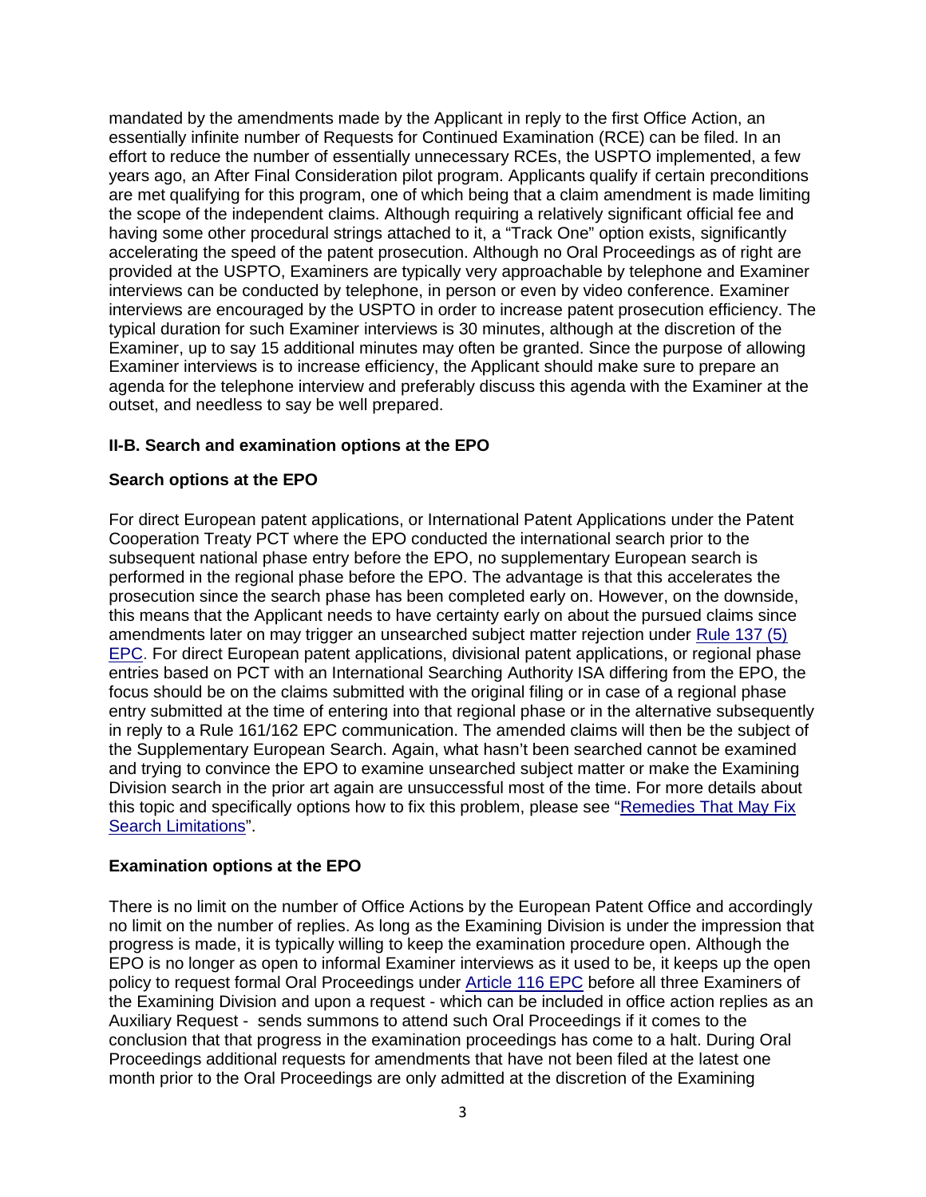mandated by the amendments made by the Applicant in reply to the first Office Action, an essentially infinite number of Requests for Continued Examination (RCE) can be filed. In an effort to reduce the number of essentially unnecessary RCEs, the USPTO implemented, a few years ago, an After Final Consideration pilot program. Applicants qualify if certain preconditions are met qualifying for this program, one of which being that a claim amendment is made limiting the scope of the independent claims. Although requiring a relatively significant official fee and having some other procedural strings attached to it, a "Track One" option exists, significantly accelerating the speed of the patent prosecution. Although no Oral Proceedings as of right are provided at the USPTO, Examiners are typically very approachable by telephone and Examiner interviews can be conducted by telephone, in person or even by video conference. Examiner interviews are encouraged by the USPTO in order to increase patent prosecution efficiency. The typical duration for such Examiner interviews is 30 minutes, although at the discretion of the Examiner, up to say 15 additional minutes may often be granted. Since the purpose of allowing Examiner interviews is to increase efficiency, the Applicant should make sure to prepare an agenda for the telephone interview and preferably discuss this agenda with the Examiner at the outset, and needless to say be well prepared.

### II-B. Search and examination options at the EPO

#### Search options at the EPO

For direct European patent applications, or International Patent Applications under the Patent Cooperation Treaty PCT where the EPO conducted the international search prior to the subsequent national phase entry before the EPO, no supplementary European search is performed in the regional phase before the EPO. The advantage is that this accelerates the prosecution since the search phase has been completed early on. However, on the downside, this means that the Applicant needs to have certainty early on about the pursued claims since amendments later on may trigger an unsearched subject matter rejection under Rule 137 (5) EPC. For direct European patent applications, divisional patent applications, or regional phase entries based on PCT with an International Searching Authority ISA differing from the EPO, the focus should be on the claims submitted with the original filing or in case of a regional phase entry submitted at the time of entering into that regional phase or in the alternative subsequently in reply to a Rule 161/162 EPC communication. The amended claims will then be the subject of the Supplementary European Search. Again, what hasn't been searched cannot be examined and trying to convince the EPO to examine unsearched subject matter or make the Examining Division search in the prior art again are unsuccessful most of the time. For more details about this topic and specifically options how to fix this problem, please see "Remedies That May Fix Search Limitations".

#### Examination options at the EPO

There is no limit on the number of Office Actions by the European Patent Office and accordingly no limit on the number of replies. As long as the Examining Division is under the impression that progress is made, it is typically willing to keep the examination procedure open. Although the EPO is no longer as open to informal Examiner interviews as it used to be, it keeps up the open policy to request formal Oral Proceedings under Article 116 EPC before all three Examiners of the Examining Division and upon a request - which can be included in office action replies as an Auxiliary Request - sends summons to attend such Oral Proceedings if it comes to the conclusion that that progress in the examination proceedings has come to a halt. During Oral Proceedings additional requests for amendments that have not been filed at the latest one month prior to the Oral Proceedings are only admitted at the discretion of the Examining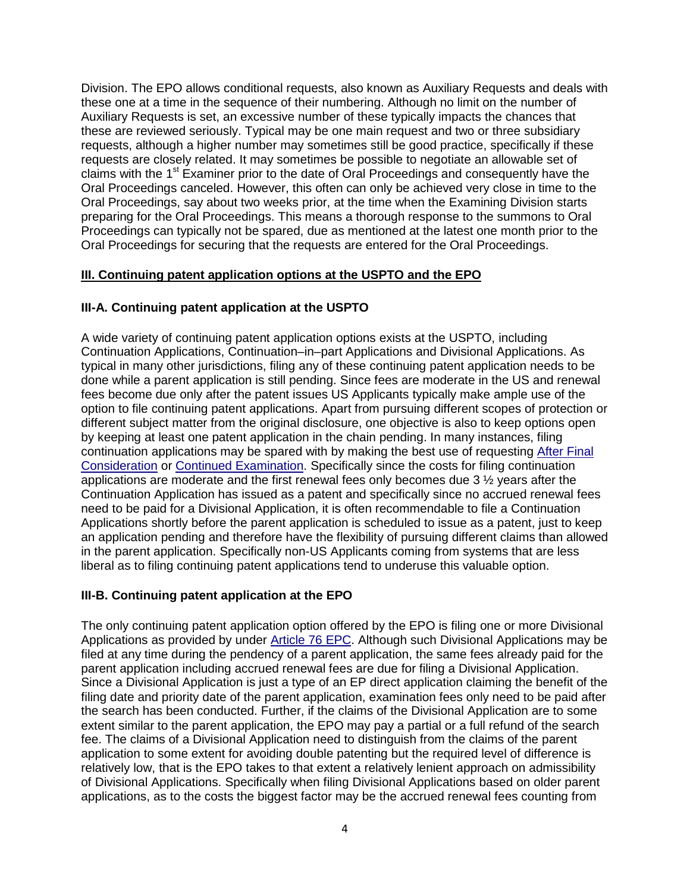Division. The EPO allows conditional requests, also known as Auxiliary Requests and deals with these one at a time in the sequence of their numbering. Although no limit on the number of Auxiliary Requests is set, an excessive number of these typically impacts the chances that these are reviewed seriously. Typical may be one main request and two or three subsidiary requests, although a higher number may sometimes still be good practice, specifically if these requests are closely related. It may sometimes be possible to negotiate an allowable set of claims with the 1st Examiner prior to the date of Oral Proceedings and consequently have the Oral Proceedings canceled. However, this often can only be achieved very close in time to the Oral Proceedings, say about two weeks prior, at the time when the Examining Division starts preparing for the Oral Proceedings. This means a thorough response to the summons to Oral Proceedings can typically not be spared, due as mentioned at the latest one month prior to the Oral Proceedings for securing that the requests are entered for the Oral Proceedings.

## III. Continuing patent application options at the USPTO and the EPO

### III-A. Continuing patent application at the USPTO

A wide variety of continuing patent application options exists at the USPTO, including Continuation Applications, Continuation–in–part Applications and Divisional Applications. As typical in many other jurisdictions, filing any of these continuing patent application needs to be done while a parent application is still pending. Since fees are moderate in the US and renewal fees become due only after the patent issues US Applicants typically make ample use of the option to file continuing patent applications. Apart from pursuing different scopes of protection or different subject matter from the original disclosure, one objective is also to keep options open by keeping at least one patent application in the chain pending. In many instances, filing continuation applications may be spared with by making the best use of requesting After Final Consideration or Continued Examination. Specifically since the costs for filing continuation applications are moderate and the first renewal fees only becomes due 3 ½ years after the Continuation Application has issued as a patent and specifically since no accrued renewal fees need to be paid for a Divisional Application, it is often recommendable to file a Continuation Applications shortly before the parent application is scheduled to issue as a patent, just to keep an application pending and therefore have the flexibility of pursuing different claims than allowed in the parent application. Specifically non-US Applicants coming from systems that are less liberal as to filing continuing patent applications tend to underuse this valuable option.

### III-B. Continuing patent application at the EPO

The only continuing patent application option offered by the EPO is filing one or more Divisional Applications as provided by under Article 76 EPC. Although such Divisional Applications may be filed at any time during the pendency of a parent application, the same fees already paid for the parent application including accrued renewal fees are due for filing a Divisional Application. Since a Divisional Application is just a type of an EP direct application claiming the benefit of the filing date and priority date of the parent application, examination fees only need to be paid after the search has been conducted. Further, if the claims of the Divisional Application are to some extent similar to the parent application, the EPO may pay a partial or a full refund of the search fee. The claims of a Divisional Application need to distinguish from the claims of the parent application to some extent for avoiding double patenting but the required level of difference is relatively low, that is the EPO takes to that extent a relatively lenient approach on admissibility of Divisional Applications. Specifically when filing Divisional Applications based on older parent applications, as to the costs the biggest factor may be the accrued renewal fees counting from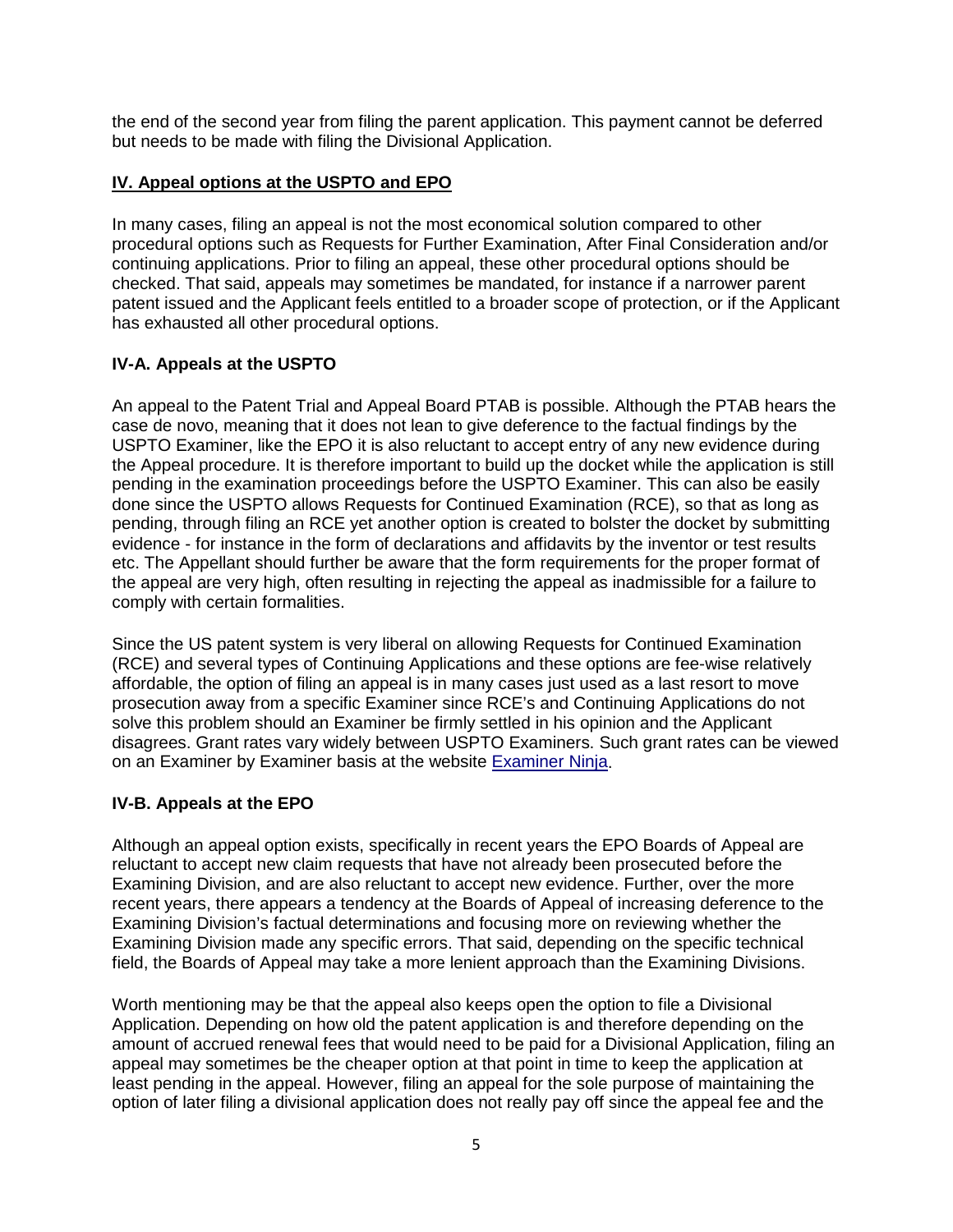the end of the second year from filing the parent application. This payment cannot be deferred but needs to be made with filing the Divisional Application.

## IV. Appeal options at the USPTO and EPO

In many cases, filing an appeal is not the most economical solution compared to other procedural options such as Requests for Further Examination, After Final Consideration and/or continuing applications. Prior to filing an appeal, these other procedural options should be checked. That said, appeals may sometimes be mandated, for instance if a narrower parent patent issued and the Applicant feels entitled to a broader scope of protection, or if the Applicant has exhausted all other procedural options.

### IV-A. Appeals at the USPTO

An appeal to the Patent Trial and Appeal Board PTAB is possible. Although the PTAB hears the case de novo, meaning that it does not lean to give deference to the factual findings by the USPTO Examiner, like the EPO it is also reluctant to accept entry of any new evidence during the Appeal procedure. It is therefore important to build up the docket while the application is still pending in the examination proceedings before the USPTO Examiner. This can also be easily done since the USPTO allows Requests for Continued Examination (RCE), so that as long as pending, through filing an RCE yet another option is created to bolster the docket by submitting evidence - for instance in the form of declarations and affidavits by the inventor or test results etc. The Appellant should further be aware that the form requirements for the proper format of the appeal are very high, often resulting in rejecting the appeal as inadmissible for a failure to comply with certain formalities.

Since the US patent system is very liberal on allowing Requests for Continued Examination (RCE) and several types of Continuing Applications and these options are fee-wise relatively affordable, the option of filing an appeal is in many cases just used as a last resort to move prosecution away from a specific Examiner since RCE's and Continuing Applications do not solve this problem should an Examiner be firmly settled in his opinion and the Applicant disagrees. Grant rates vary widely between USPTO Examiners. Such grant rates can be viewed on an Examiner by Examiner basis at the website Examiner Ninja.

### IV-B. Appeals at the EPO

Although an appeal option exists, specifically in recent years the EPO Boards of Appeal are reluctant to accept new claim requests that have not already been prosecuted before the Examining Division, and are also reluctant to accept new evidence. Further, over the more recent years, there appears a tendency at the Boards of Appeal of increasing deference to the Examining Division's factual determinations and focusing more on reviewing whether the Examining Division made any specific errors. That said, depending on the specific technical field, the Boards of Appeal may take a more lenient approach than the Examining Divisions.

Worth mentioning may be that the appeal also keeps open the option to file a Divisional Application. Depending on how old the patent application is and therefore depending on the amount of accrued renewal fees that would need to be paid for a Divisional Application, filing an appeal may sometimes be the cheaper option at that point in time to keep the application at least pending in the appeal. However, filing an appeal for the sole purpose of maintaining the option of later filing a divisional application does not really pay off since the appeal fee and the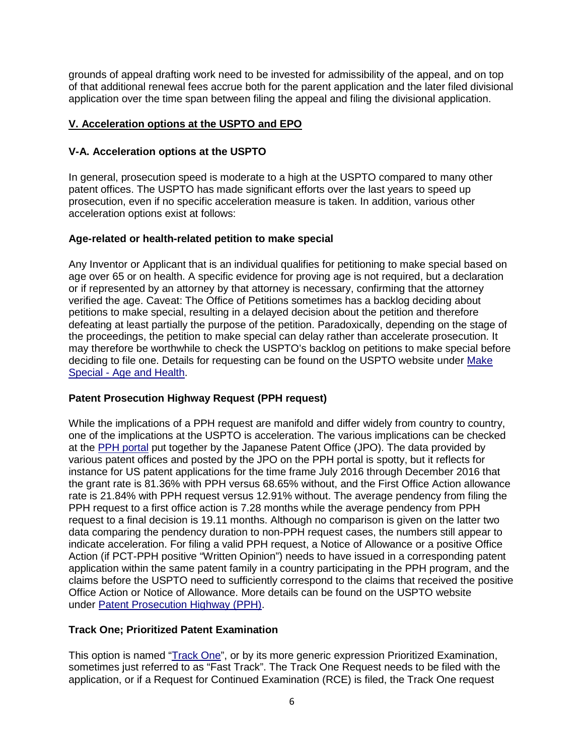grounds of appeal drafting work need to be invested for admissibility of the appeal, and on top of that additional renewal fees accrue both for the parent application and the later filed divisional application over the time span between filing the appeal and filing the divisional application.

## V. Acceleration options at the USPTO and EPO

### V-A. Acceleration options at the USPTO

In general, prosecution speed is moderate to a high at the USPTO compared to many other patent offices. The USPTO has made significant efforts over the last years to speed up prosecution, even if no specific acceleration measure is taken. In addition, various other acceleration options exist at follows:

**Age-related or health-related petition to make special**

Any Inventor or Applicant that is an individual qualifies for petitioning to make special based on age over 65 or on health. A specific evidence for proving age is not required, but a declaration or if represented by an attorney by that attorney is necessary, confirming that the attorney verified the age. Caveat: The Office of Petitions sometimes has a backlog deciding about petitions to make special, resulting in a delayed decision about the petition and therefore defeating at least partially the purpose of the petition. Paradoxically, depending on the stage of the proceedings, the petition to make special can delay rather than accelerate prosecution. It may therefore be worthwhile to check the USPTO's backlog on petitions to make special before deciding to file one. Details for requesting can be found on the USPTO website under Make Special - Age and Health.

**Patent Prosecution Highway Request (PPH request)**

While the implications of a PPH request are manifold and differ widely from country to country, one of the implications at the USPTO is acceleration. The various implications can be checked at the PPH portal put together by the Japanese Patent Office (JPO). The data provided by various patent offices and posted by the JPO on the PPH portal is spotty, but it reflects for instance for US patent applications for the time frame July 2016 through December 2016 that the grant rate is 81.36% with PPH versus 68.65% without, and the First Office Action allowance rate is 21.84% with PPH request versus 12.91% without. The average pendency from filing the PPH request to a first office action is 7.28 months while the average pendency from PPH request to a final decision is 19.11 months. Although no comparison is given on the latter two data comparing the pendency duration to non-PPH request cases, the numbers still appear to indicate acceleration. For filing a valid PPH request, a Notice of Allowance or a positive Office Action (if PCT-PPH positive "Written Opinion") needs to have issued in a corresponding patent application within the same patent family in a country participating in the PPH program, and the claims before the USPTO need to sufficiently correspond to the claims that received the positive Office Action or Notice of Allowance. More details can be found on the USPTO website under Patent Prosecution Highway (PPH).

**Track One; Prioritized Patent Examination**

This option is named "Track One", or by its more generic expression Prioritized Examination, sometimes just referred to as "Fast Track". The Track One Request needs to be filed with the application, or if a Request for Continued Examination (RCE) is filed, the Track One request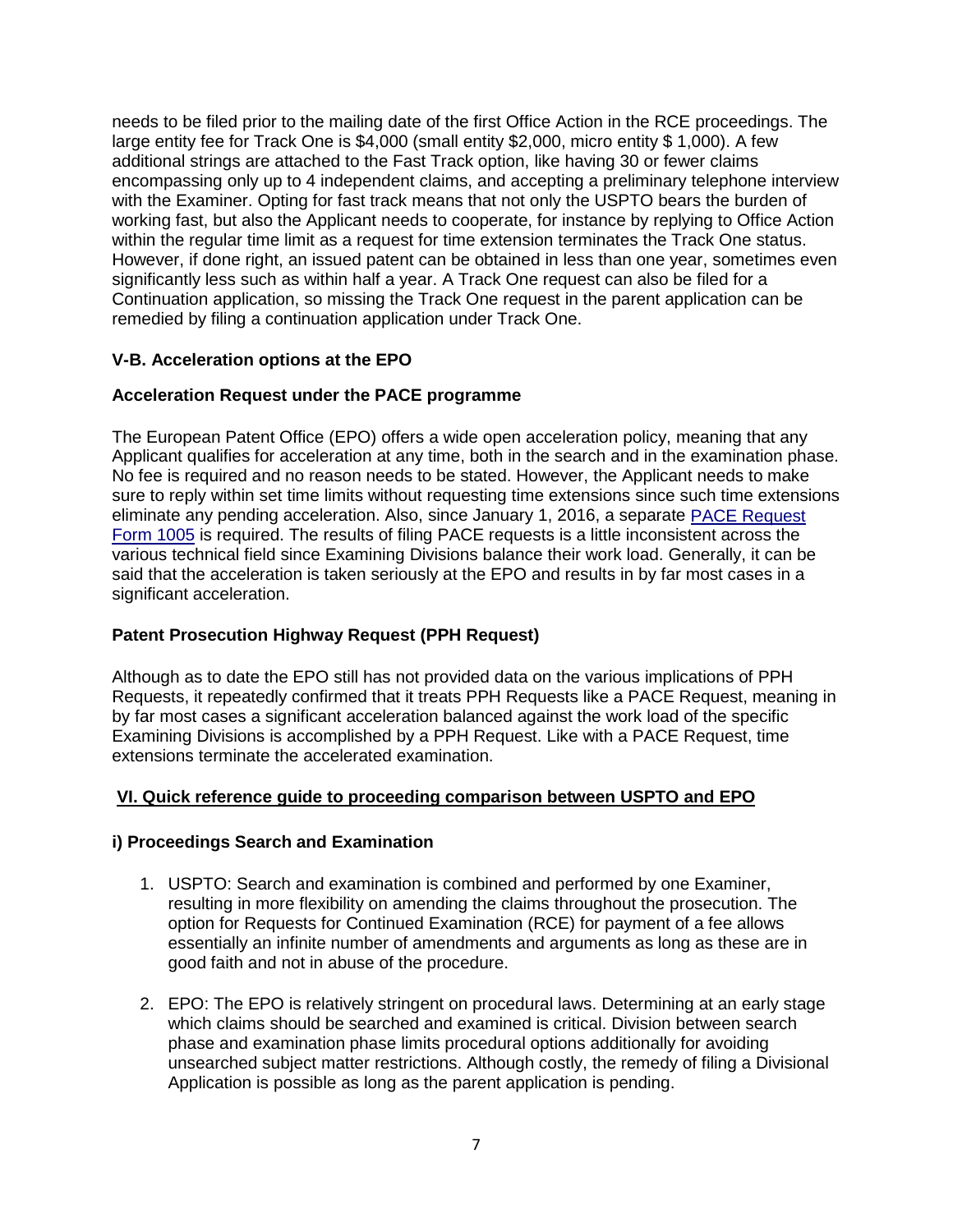needs to be filed prior to the mailing date of the first Office Action in the RCE proceedings. The large entity fee for Track One is $4,000 (small entity $2,000, micro entity $ 1,000). A few additional strings are attached to the Fast Track option, like having 30 or fewer claims encompassing only up to 4 independent claims, and accepting a preliminary telephone interview with the Examiner. Opting for fast track means that not only the USPTO bears the burden of working fast, but also the Applicant needs to cooperate, for instance by replying to Office Action within the regular time limit as a request for time extension terminates the Track One status. However, if done right, an issued patent can be obtained in less than one year, sometimes even significantly less such as within half a year. A Track One request can also be filed for a Continuation application, so missing the Track One request in the parent application can be remedied by filing a continuation application under Track One.

### V-B. Acceleration options at the EPO

#### Acceleration Request under the PACE programme

The European Patent Office (EPO) offers a wide open acceleration policy, meaning that any Applicant qualifies for acceleration at any time, both in the search and in the examination phase. No fee is required and no reason needs to be stated. However, the Applicant needs to make sure to reply within set time limits without requesting time extensions since such time extensions eliminate any pending acceleration. Also, since January 1, 2016, a separate PACE Request Form 1005 is required. The results of filing PACE requests is a little inconsistent across the various technical field since Examining Divisions balance their work load. Generally, it can be said that the acceleration is taken seriously at the EPO and results in by far most cases in a significant acceleration.

#### Patent Prosecution Highway Request (PPH Request)

Although as to date the EPO still has not provided data on the various implications of PPH Requests, it repeatedly confirmed that it treats PPH Requests like a PACE Request, meaning in by far most cases a significant acceleration balanced against the work load of the specific Examining Divisions is accomplished by a PPH Request. Like with a PACE Request, time extensions terminate the accelerated examination.

## VI. Quick reference guide to proceeding comparison between USPTO and EPO

### i) Proceedings Search and Examination

1. USPTO: Search and examination is combined and performed by one Examiner, resulting in more flexibility on amending the claims throughout the prosecution. The option for Requests for Continued Examination (RCE) for payment of a fee allows essentially an infinite number of amendments and arguments as long as these are in good faith and not in abuse of the procedure.

2. EPO: The EPO is relatively stringent on procedural laws. Determining at an early stage which claims should be searched and examined is critical. Division between search phase and examination phase limits procedural options additionally for avoiding unsearched subject matter restrictions. Although costly, the remedy of filing a Divisional Application is possible as long as the parent application is pending.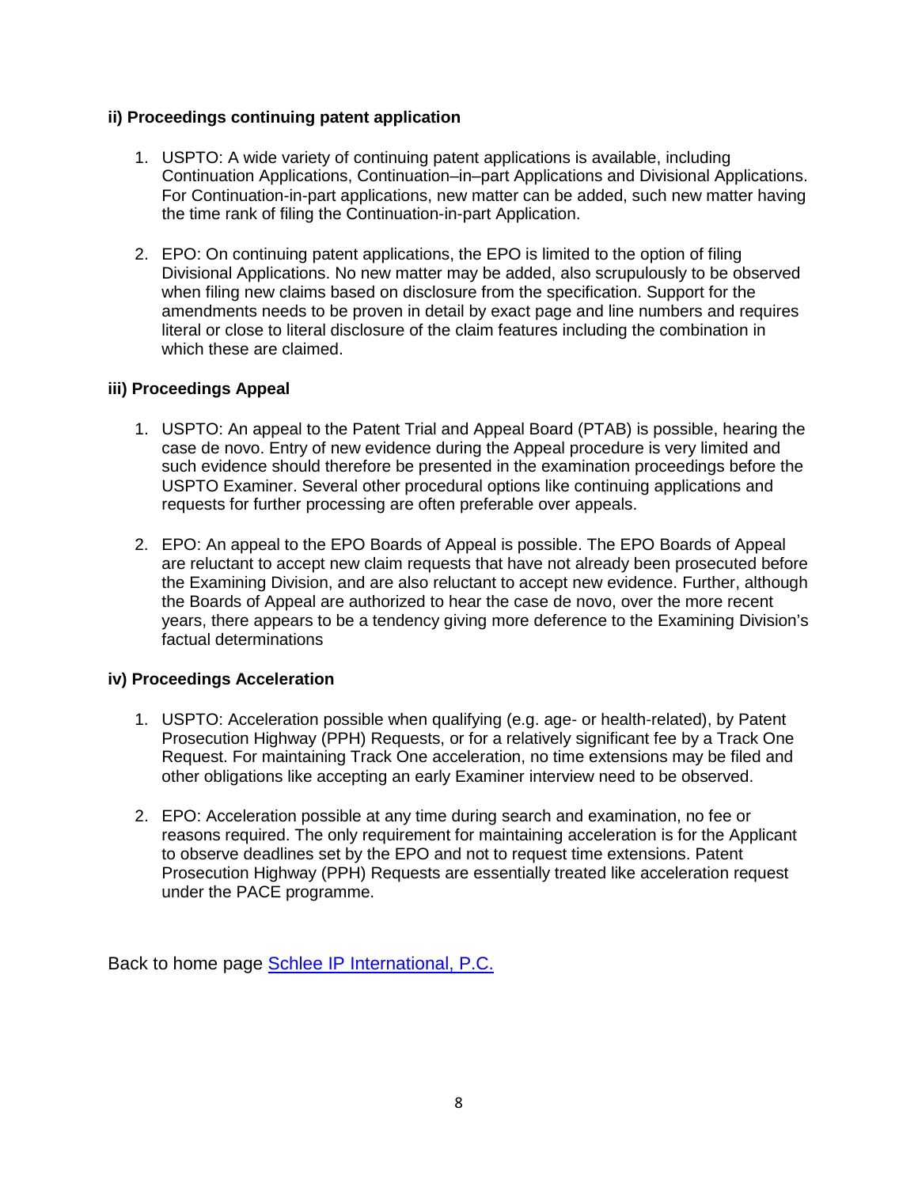**ii) Proceedings continuing patent application**

1. USPTO: A wide variety of continuing patent applications is available, including Continuation Applications, Continuation–in–part Applications and Divisional Applications. For Continuation-in-part applications, new matter can be added, such new matter having the time rank of filing the Continuation-in-part Application.

2. EPO: On continuing patent applications, the EPO is limited to the option of filing Divisional Applications. No new matter may be added, also scrupulously to be observed when filing new claims based on disclosure from the specification. Support for the amendments needs to be proven in detail by exact page and line numbers and requires literal or close to literal disclosure of the claim features including the combination in which these are claimed.

**iii) Proceedings Appeal**

1. USPTO: An appeal to the Patent Trial and Appeal Board (PTAB) is possible, hearing the case de novo. Entry of new evidence during the Appeal procedure is very limited and such evidence should therefore be presented in the examination proceedings before the USPTO Examiner. Several other procedural options like continuing applications and requests for further processing are often preferable over appeals.

2. EPO: An appeal to the EPO Boards of Appeal is possible. The EPO Boards of Appeal are reluctant to accept new claim requests that have not already been prosecuted before the Examining Division, and are also reluctant to accept new evidence. Further, although the Boards of Appeal are authorized to hear the case de novo, over the more recent years, there appears to be a tendency giving more deference to the Examining Division's factual determinations

**iv) Proceedings Acceleration**

1. USPTO: Acceleration possible when qualifying (e.g. age- or health-related), by Patent Prosecution Highway (PPH) Requests, or for a relatively significant fee by a Track One Request. For maintaining Track One acceleration, no time extensions may be filed and other obligations like accepting an early Examiner interview need to be observed.

2. EPO: Acceleration possible at any time during search and examination, no fee or reasons required. The only requirement for maintaining acceleration is for the Applicant to observe deadlines set by the EPO and not to request time extensions. Patent Prosecution Highway (PPH) Requests are essentially treated like acceleration request under the PACE programme.

Back to home page [Schlee IP International, P.C.]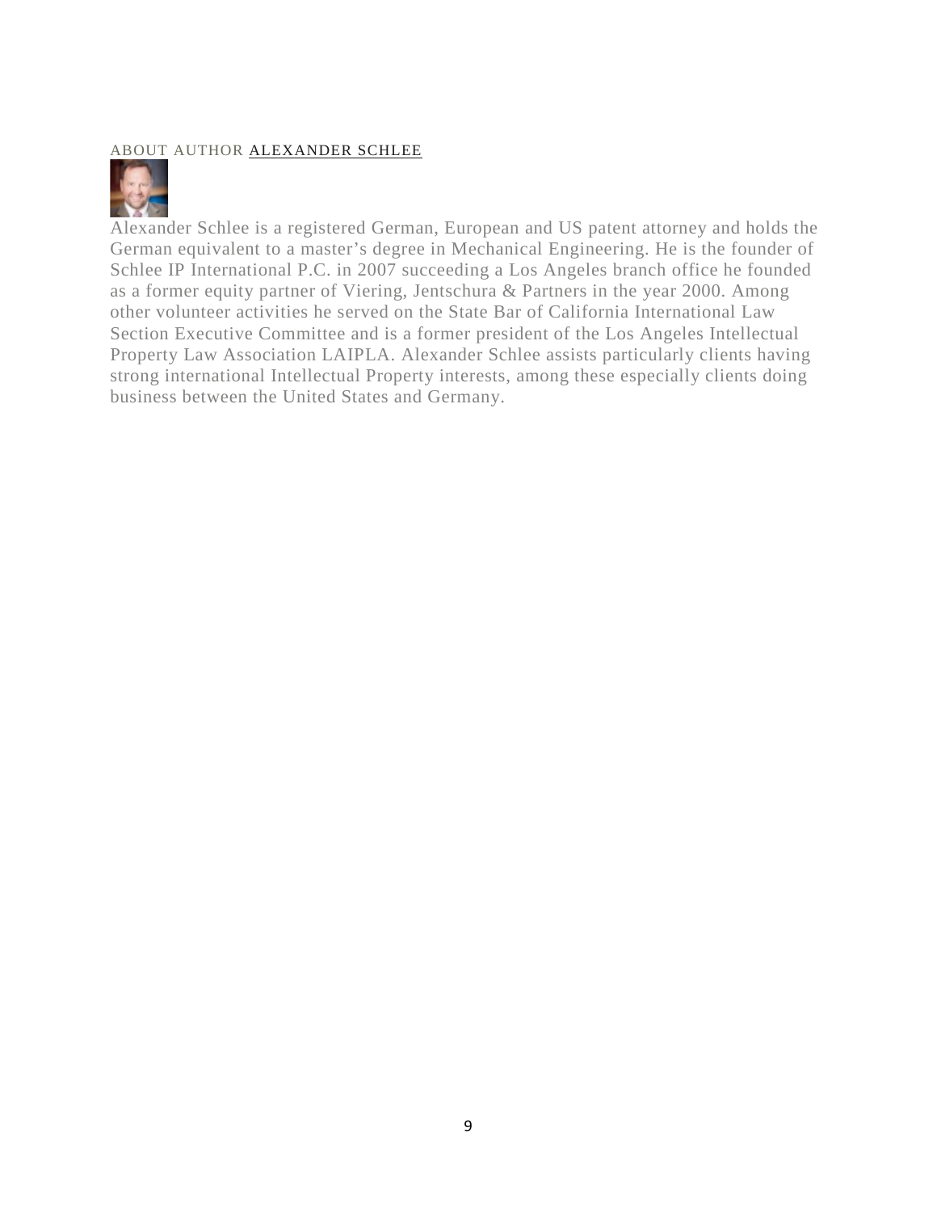ABOUT AUTHOR ALEXANDER SCHLEE

Alexander Schlee is a registered German, European and US patent attorney and holds the German equivalent to a master's degree in Mechanical Engineering. He is the founder of Schlee IP International P.C. in 2007 succeeding a Los Angeles branch office he founded as a former equity partner of Viering, Jentschura & Partners in the year 2000. Among other volunteer activities he served on the State Bar of California International Law Section Executive Committee and is a former president of the Los Angeles Intellectual Property Law Association LAIPLA. Alexander Schlee assists particularly clients having strong international Intellectual Property interests, among these especially clients doing business between the United States and Germany.